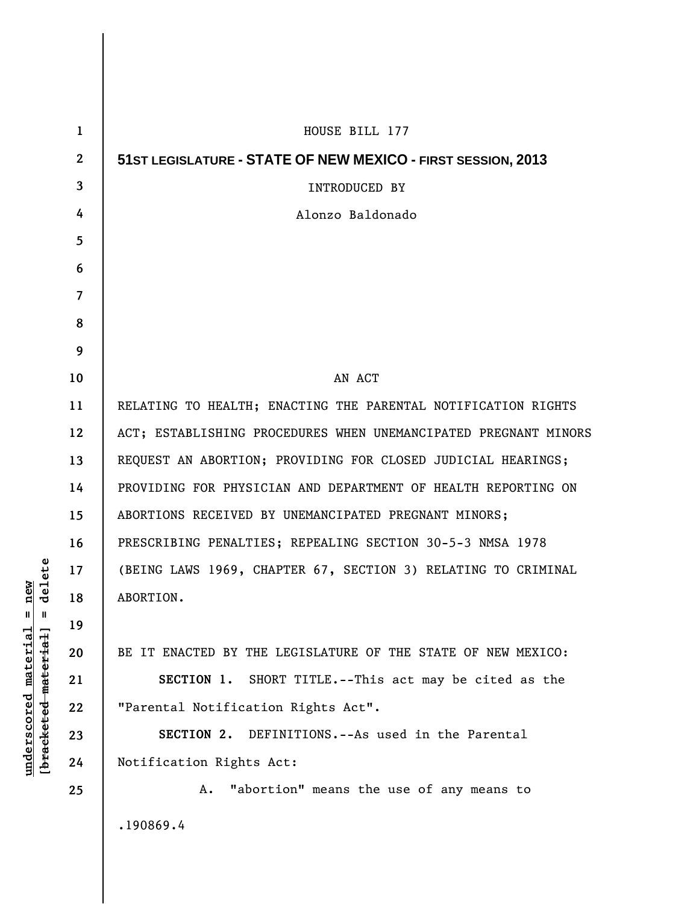HOUSE BILL 177

**51ST LEGISLATURE - STATE OF NEW MEXICO - FIRST SESSION, 2013**

INTRODUCED BY

Alonzo Baldonado

AN ACT

RELATING TO HEALTH; ENACTING THE PARENTAL NOTIFICATION RIGHTS ACT; ESTABLISHING PROCEDURES WHEN UNEMANCIPATED PREGNANT MINORS REQUEST AN ABORTION; PROVIDING FOR CLOSED JUDICIAL HEARINGS; PROVIDING FOR PHYSICIAN AND DEPARTMENT OF HEALTH REPORTING ON ABORTIONS RECEIVED BY UNEMANCIPATED PREGNANT MINORS; PRESCRIBING PENALTIES; REPEALING SECTION 30-5-3 NMSA 1978 (BEING LAWS 1969, CHAPTER 67, SECTION 3) RELATING TO CRIMINAL ABORTION.

BE IT ENACTED BY THE LEGISLATURE OF THE STATE OF NEW MEXICO:

**SECTION 1.** SHORT TITLE.--This act may be cited as the "Parental Notification Rights Act".

**SECTION 2.** DEFINITIONS.--As used in the Parental Notification Rights Act:

A. "abortion" means the use of any means to

.190869.4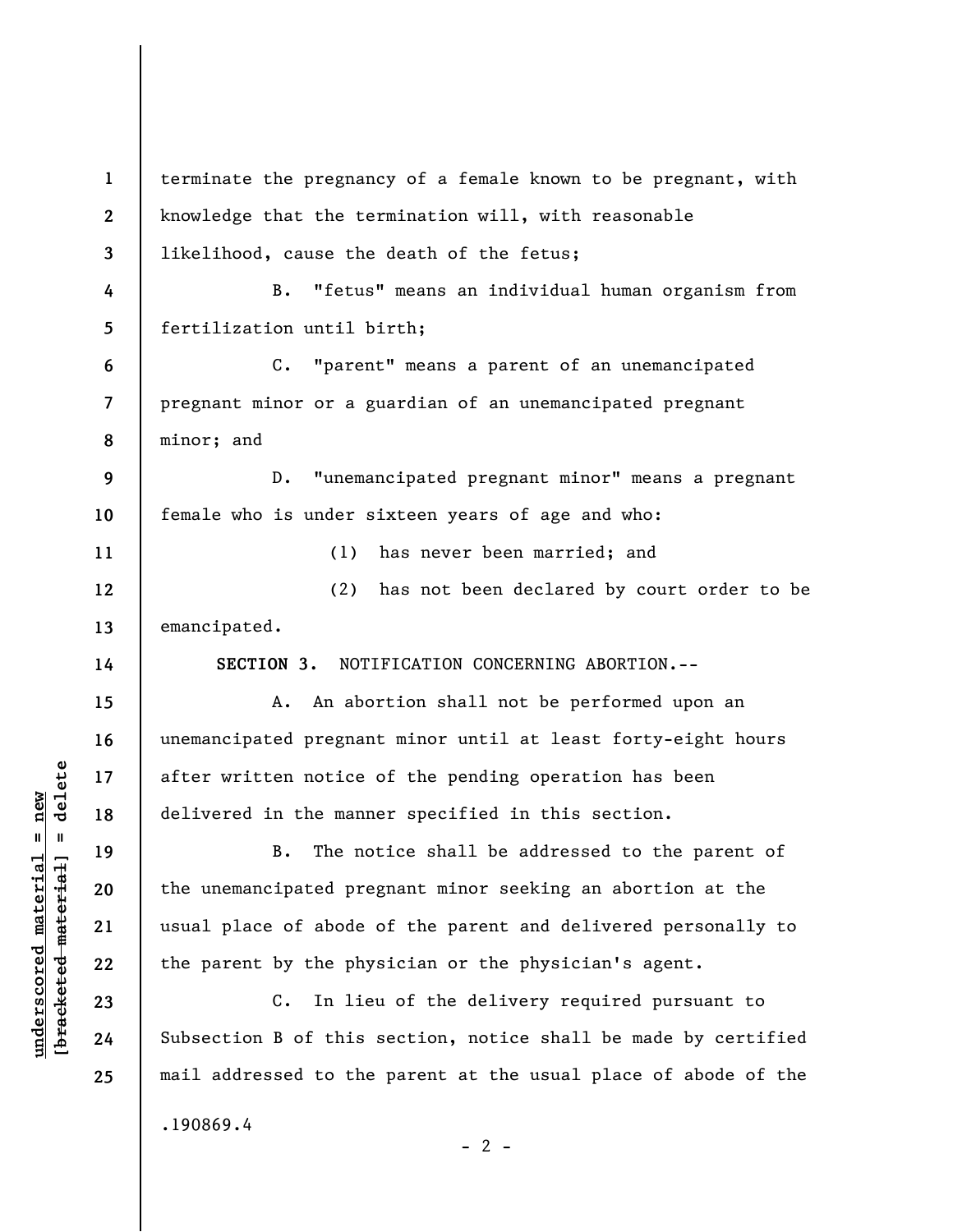terminate the pregnancy of a female known to be pregnant, with knowledge that the termination will, with reasonable likelihood, cause the death of the fetus;

B. "fetus" means an individual human organism from fertilization until birth;

C. "parent" means a parent of an unemancipated pregnant minor or a guardian of an unemancipated pregnant minor; and

D. "unemancipated pregnant minor" means a pregnant female who is under sixteen years of age and who:

(1) has never been married; and

(2) has not been declared by court order to be emancipated.

**SECTION 3.** NOTIFICATION CONCERNING ABORTION.--

A. An abortion shall not be performed upon an unemancipated pregnant minor until at least forty-eight hours after written notice of the pending operation has been delivered in the manner specified in this section.

B. The notice shall be addressed to the parent of the unemancipated pregnant minor seeking an abortion at the usual place of abode of the parent and delivered personally to the parent by the physician or the physician's agent.

C. In lieu of the delivery required pursuant to Subsection B of this section, notice shall be made by certified mail addressed to the parent at the usual place of abode of the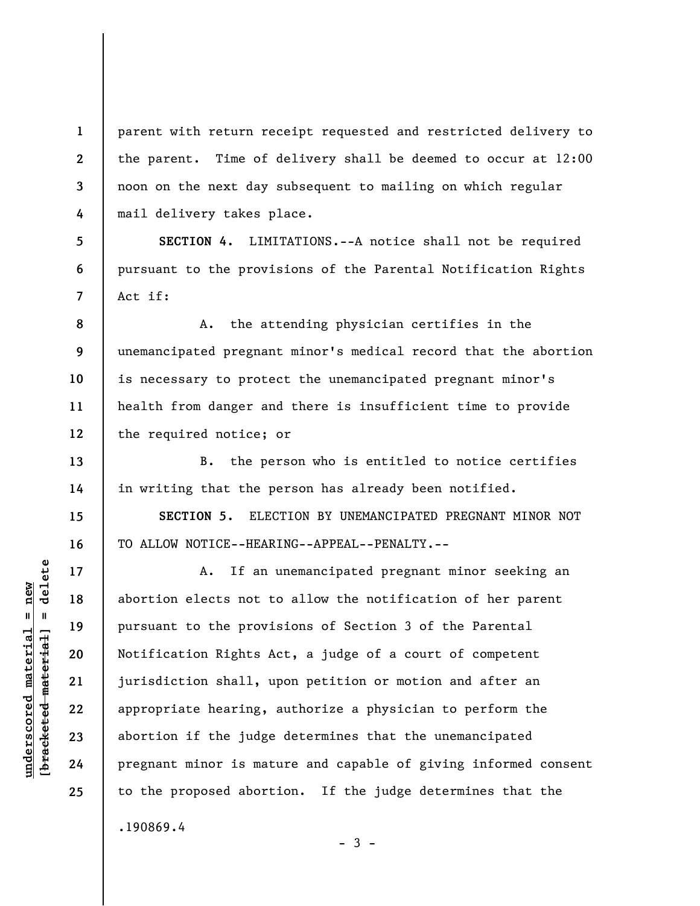parent with return receipt requested and restricted delivery to the parent. Time of delivery shall be deemed to occur at 12:00 noon on the next day subsequent to mailing on which regular mail delivery takes place.

**SECTION 4.** LIMITATIONS.--A notice shall not be required pursuant to the provisions of the Parental Notification Rights Act if:

A. the attending physician certifies in the unemancipated pregnant minor's medical record that the abortion is necessary to protect the unemancipated pregnant minor's health from danger and there is insufficient time to provide the required notice; or

B. the person who is entitled to notice certifies in writing that the person has already been notified.

**SECTION 5.** ELECTION BY UNEMANCIPATED PREGNANT MINOR NOT TO ALLOW NOTICE--HEARING--APPEAL--PENALTY.--

A. If an unemancipated pregnant minor seeking an abortion elects not to allow the notification of her parent pursuant to the provisions of Section 3 of the Parental Notification Rights Act, a judge of a court of competent jurisdiction shall, upon petition or motion and after an appropriate hearing, authorize a physician to perform the abortion if the judge determines that the unemancipated pregnant minor is mature and capable of giving informed consent to the proposed abortion. If the judge determines that the

.190869.4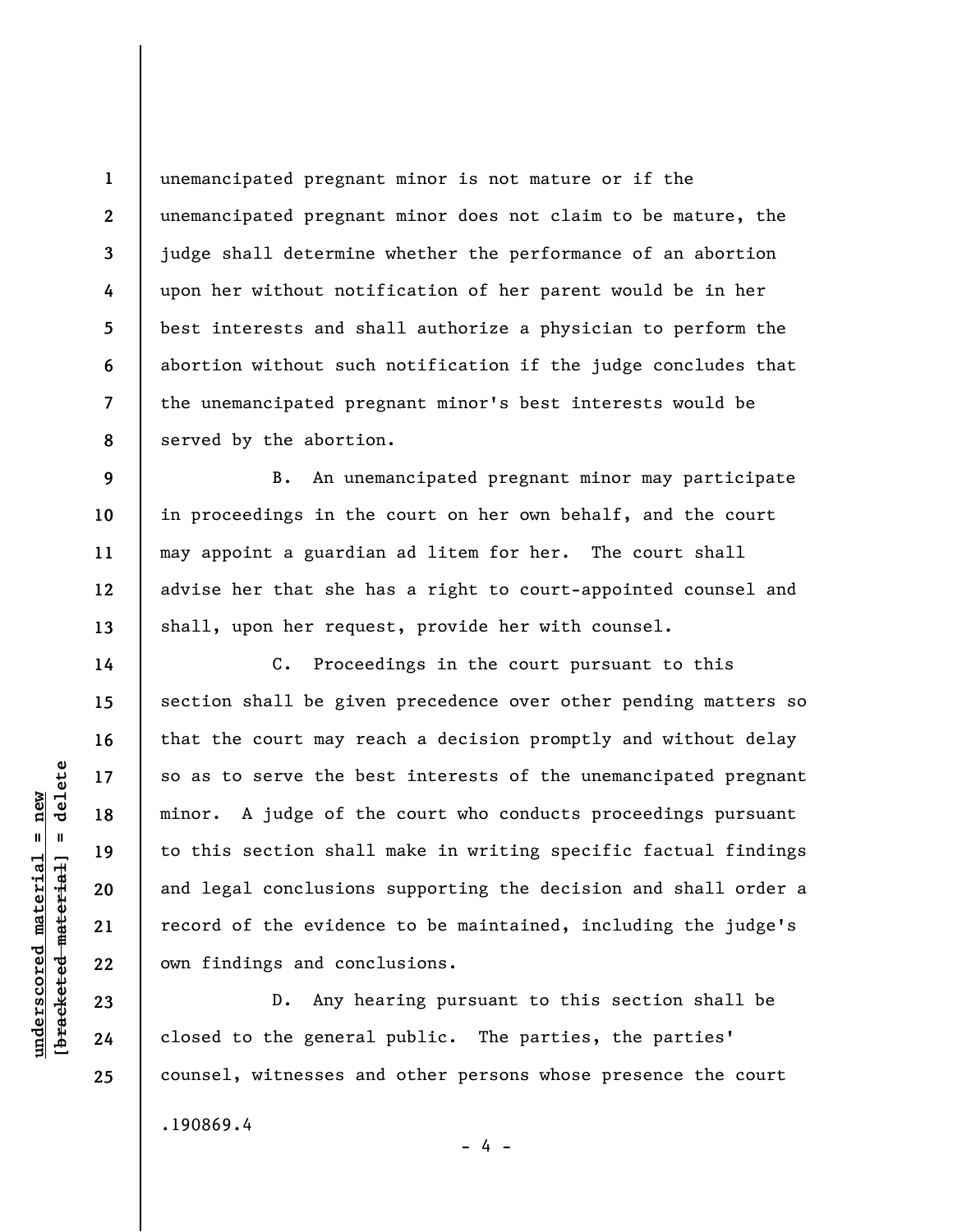unemancipated pregnant minor is not mature or if the unemancipated pregnant minor does not claim to be mature, the judge shall determine whether the performance of an abortion upon her without notification of her parent would be in her best interests and shall authorize a physician to perform the abortion without such notification if the judge concludes that the unemancipated pregnant minor's best interests would be served by the abortion.

B. An unemancipated pregnant minor may participate in proceedings in the court on her own behalf, and the court may appoint a guardian ad litem for her. The court shall advise her that she has a right to court-appointed counsel and shall, upon her request, provide her with counsel.

C. Proceedings in the court pursuant to this section shall be given precedence over other pending matters so that the court may reach a decision promptly and without delay so as to serve the best interests of the unemancipated pregnant minor. A judge of the court who conducts proceedings pursuant to this section shall make in writing specific factual findings and legal conclusions supporting the decision and shall order a record of the evidence to be maintained, including the judge's own findings and conclusions.

D. Any hearing pursuant to this section shall be closed to the general public. The parties, the parties' counsel, witnesses and other persons whose presence the court

.190869.4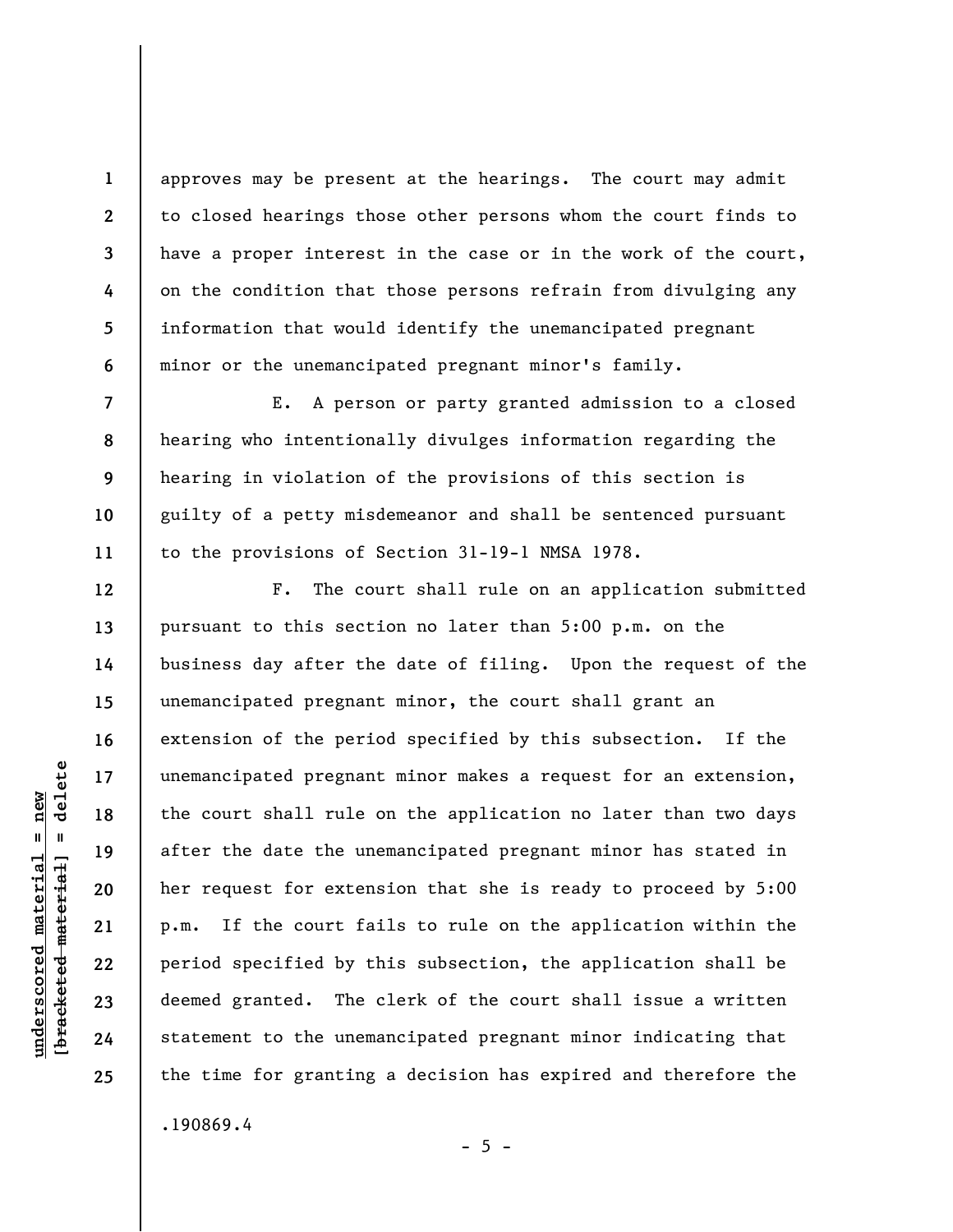approves may be present at the hearings. The court may admit to closed hearings those other persons whom the court finds to have a proper interest in the case or in the work of the court, on the condition that those persons refrain from divulging any information that would identify the unemancipated pregnant minor or the unemancipated pregnant minor's family.

E. A person or party granted admission to a closed hearing who intentionally divulges information regarding the hearing in violation of the provisions of this section is guilty of a petty misdemeanor and shall be sentenced pursuant to the provisions of Section 31-19-1 NMSA 1978.

F. The court shall rule on an application submitted pursuant to this section no later than 5:00 p.m. on the business day after the date of filing. Upon the request of the unemancipated pregnant minor, the court shall grant an extension of the period specified by this subsection. If the unemancipated pregnant minor makes a request for an extension, the court shall rule on the application no later than two days after the date the unemancipated pregnant minor has stated in her request for extension that she is ready to proceed by 5:00 p.m. If the court fails to rule on the application within the period specified by this subsection, the application shall be deemed granted. The clerk of the court shall issue a written statement to the unemancipated pregnant minor indicating that the time for granting a decision has expired and therefore the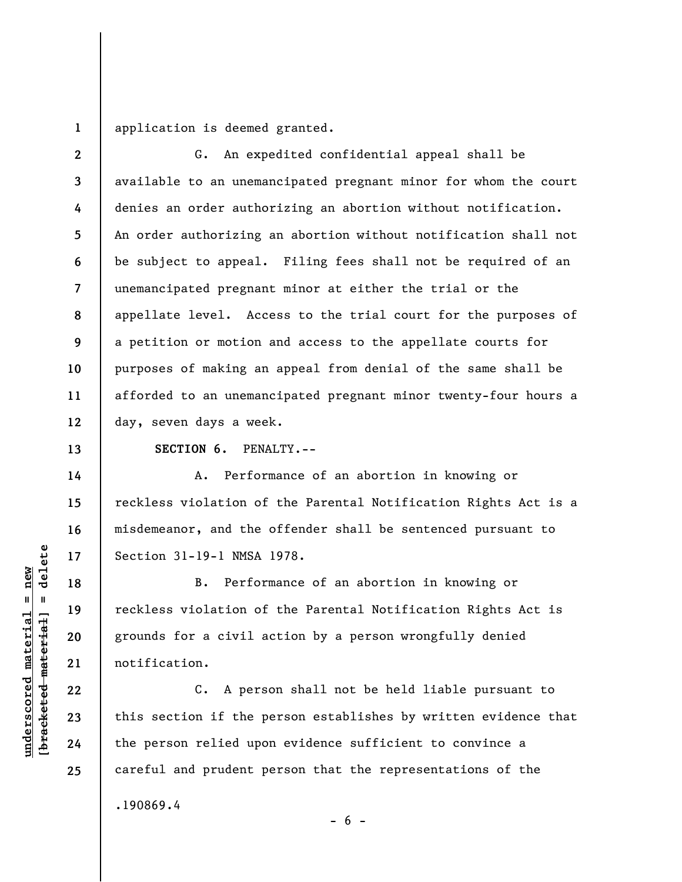application is deemed granted.

G. An expedited confidential appeal shall be available to an unemancipated pregnant minor for whom the court denies an order authorizing an abortion without notification. An order authorizing an abortion without notification shall not be subject to appeal. Filing fees shall not be required of an unemancipated pregnant minor at either the trial or the appellate level. Access to the trial court for the purposes of a petition or motion and access to the appellate courts for purposes of making an appeal from denial of the same shall be afforded to an unemancipated pregnant minor twenty-four hours a day, seven days a week.

**SECTION 6.** PENALTY.--

A. Performance of an abortion in knowing or reckless violation of the Parental Notification Rights Act is a misdemeanor, and the offender shall be sentenced pursuant to Section 31-19-1 NMSA 1978.

B. Performance of an abortion in knowing or reckless violation of the Parental Notification Rights Act is grounds for a civil action by a person wrongfully denied notification.

C. A person shall not be held liable pursuant to this section if the person establishes by written evidence that the person relied upon evidence sufficient to convince a careful and prudent person that the representations of the

.190869.4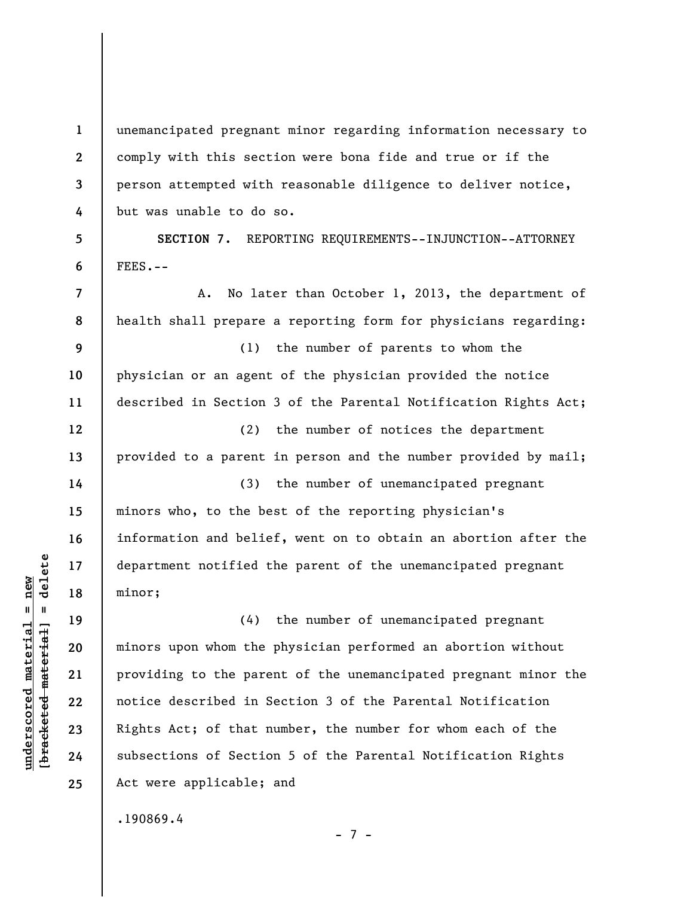unemancipated pregnant minor regarding information necessary to comply with this section were bona fide and true or if the person attempted with reasonable diligence to deliver notice, but was unable to do so.

**SECTION 7.** REPORTING REQUIREMENTS--INJUNCTION--ATTORNEY FEES.--

A. No later than October 1, 2013, the department of health shall prepare a reporting form for physicians regarding:

(1) the number of parents to whom the physician or an agent of the physician provided the notice described in Section 3 of the Parental Notification Rights Act;

(2) the number of notices the department provided to a parent in person and the number provided by mail;

(3) the number of unemancipated pregnant minors who, to the best of the reporting physician's information and belief, went on to obtain an abortion after the department notified the parent of the unemancipated pregnant minor;

(4) the number of unemancipated pregnant minors upon whom the physician performed an abortion without providing to the parent of the unemancipated pregnant minor the notice described in Section 3 of the Parental Notification Rights Act; of that number, the number for whom each of the subsections of Section 5 of the Parental Notification Rights Act were applicable; and

.190869.4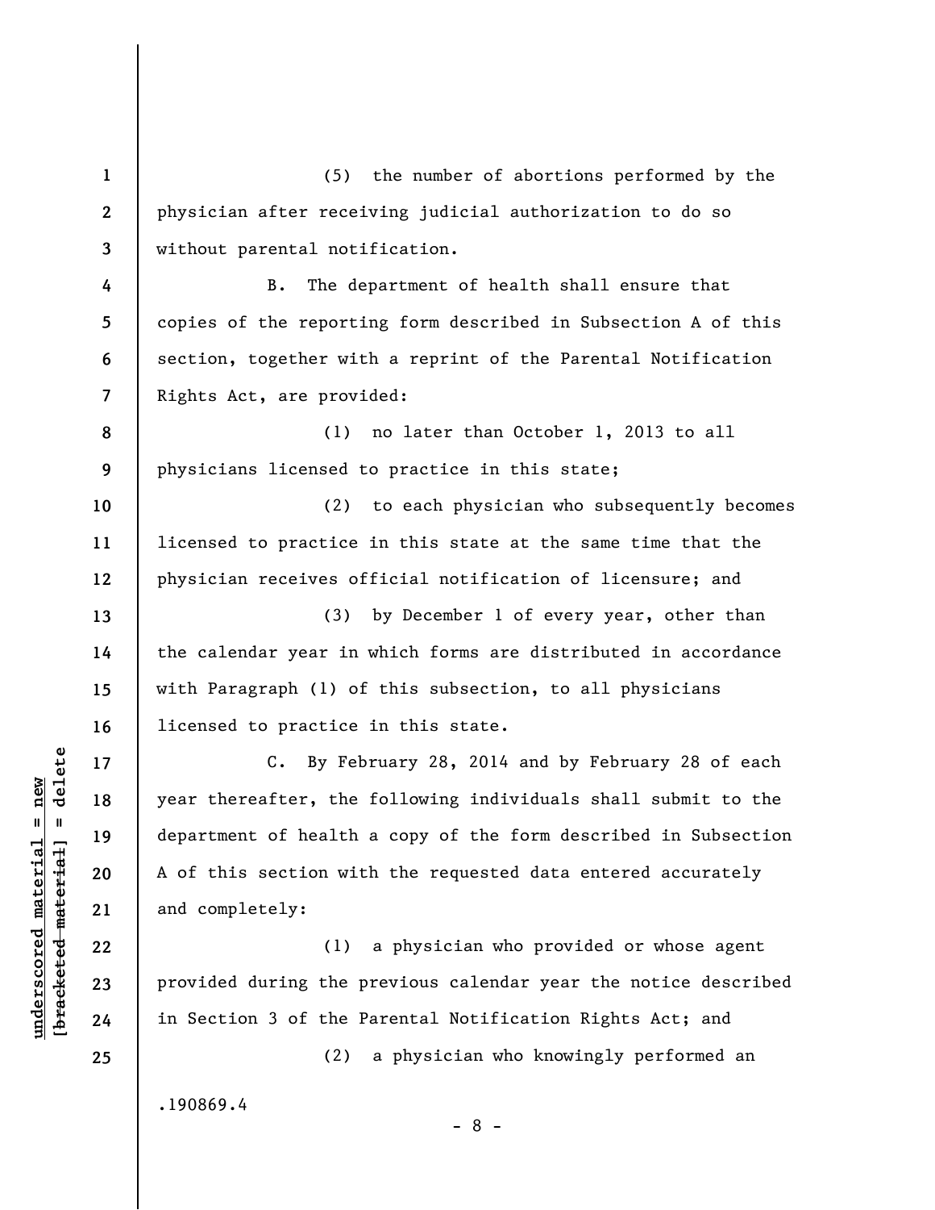(5) the number of abortions performed by the physician after receiving judicial authorization to do so without parental notification.

B. The department of health shall ensure that copies of the reporting form described in Subsection A of this section, together with a reprint of the Parental Notification Rights Act, are provided:

(1) no later than October 1, 2013 to all physicians licensed to practice in this state;

(2) to each physician who subsequently becomes licensed to practice in this state at the same time that the physician receives official notification of licensure; and

(3) by December 1 of every year, other than the calendar year in which forms are distributed in accordance with Paragraph (1) of this subsection, to all physicians licensed to practice in this state.

C. By February 28, 2014 and by February 28 of each year thereafter, the following individuals shall submit to the department of health a copy of the form described in Subsection A of this section with the requested data entered accurately and completely:

(1) a physician who provided or whose agent provided during the previous calendar year the notice described in Section 3 of the Parental Notification Rights Act; and

(2) a physician who knowingly performed an

.190869.4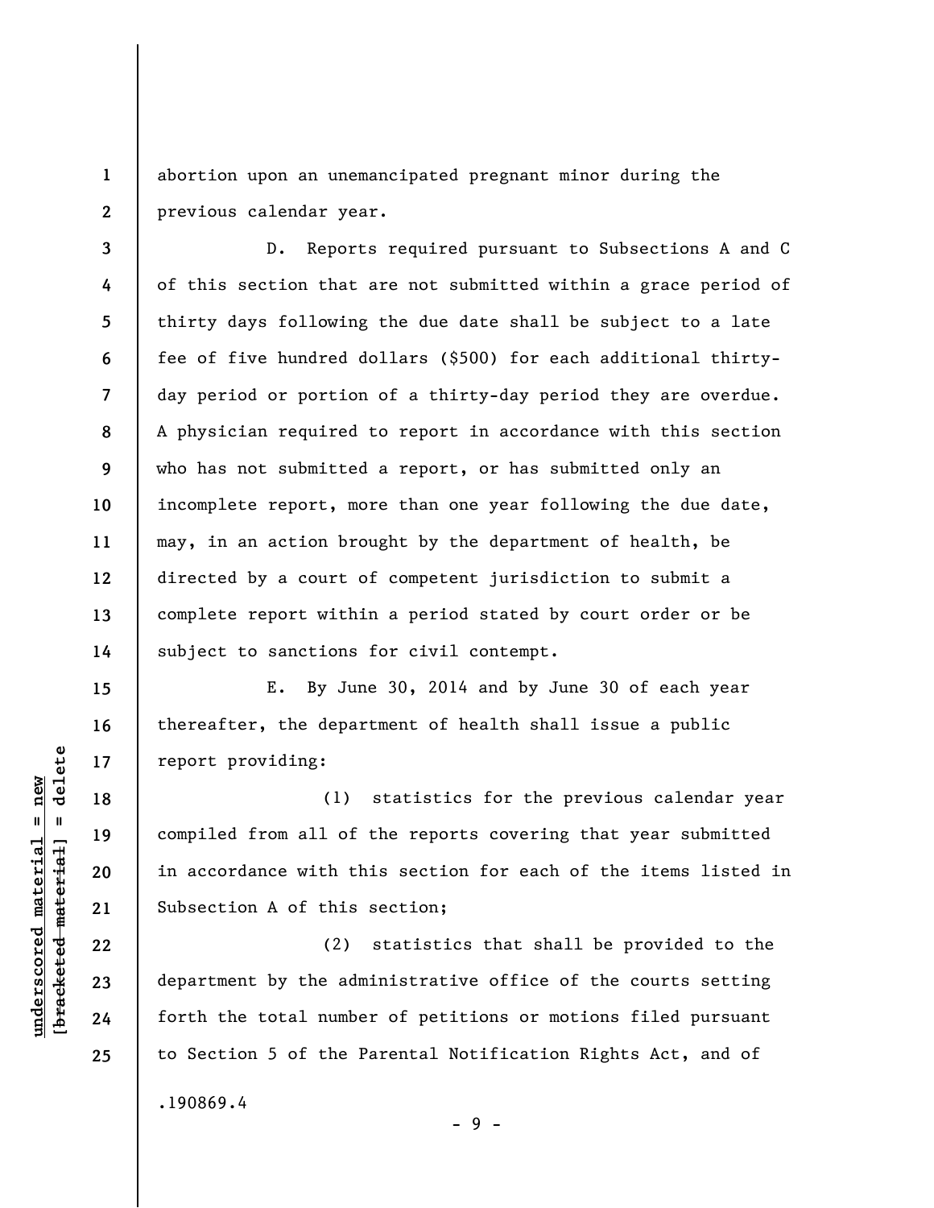abortion upon an unemancipated pregnant minor during the previous calendar year.

D. Reports required pursuant to Subsections A and C of this section that are not submitted within a grace period of thirty days following the due date shall be subject to a late fee of five hundred dollars ($500) for each additional thirty-day period or portion of a thirty-day period they are overdue. A physician required to report in accordance with this section who has not submitted a report, or has submitted only an incomplete report, more than one year following the due date, may, in an action brought by the department of health, be directed by a court of competent jurisdiction to submit a complete report within a period stated by court order or be subject to sanctions for civil contempt.

E. By June 30, 2014 and by June 30 of each year thereafter, the department of health shall issue a public report providing:

(1) statistics for the previous calendar year compiled from all of the reports covering that year submitted in accordance with this section for each of the items listed in Subsection A of this section;

(2) statistics that shall be provided to the department by the administrative office of the courts setting forth the total number of petitions or motions filed pursuant to Section 5 of the Parental Notification Rights Act, and of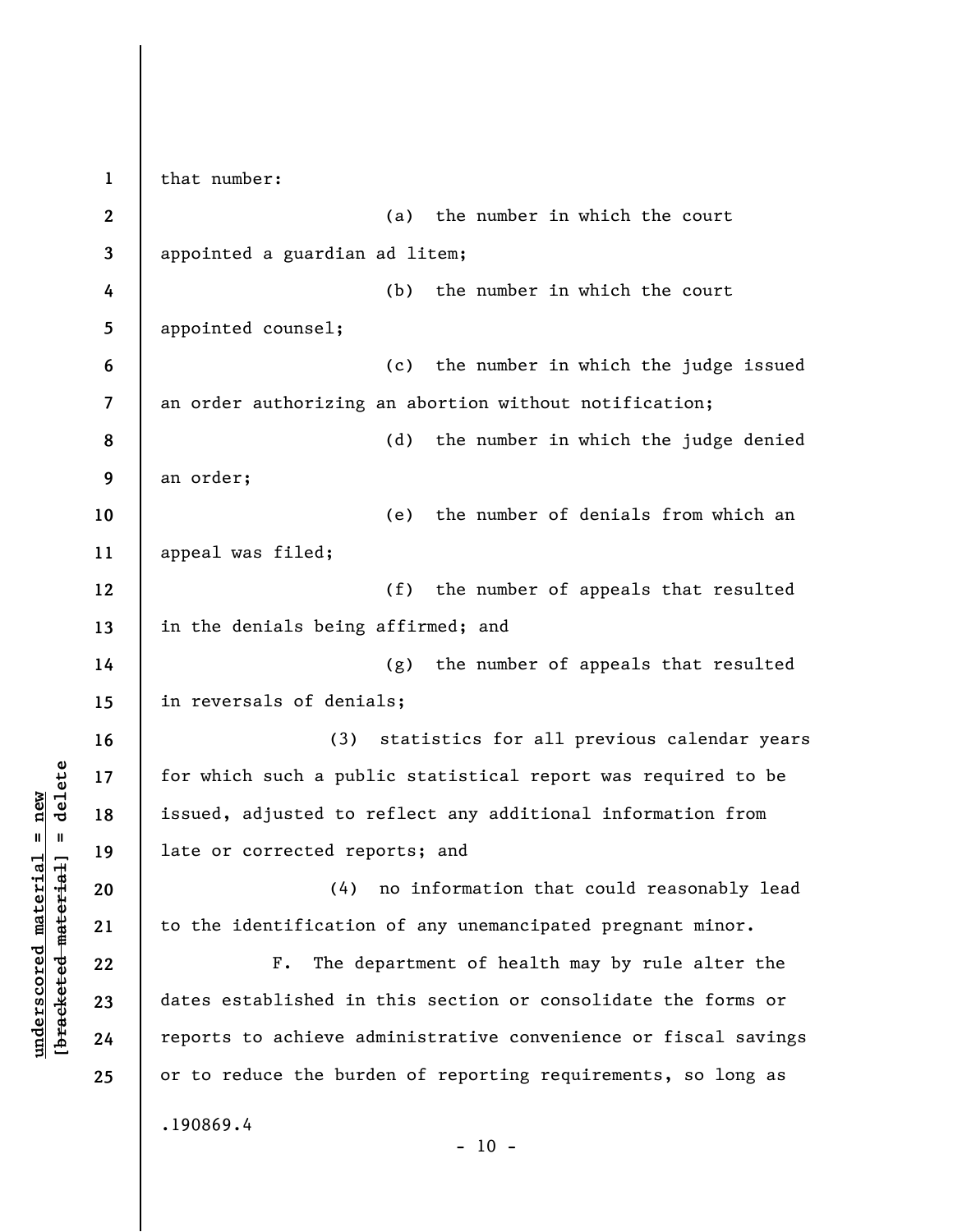that number:

(a) the number in which the court appointed a guardian ad litem;

(b) the number in which the court appointed counsel;

(c) the number in which the judge issued an order authorizing an abortion without notification;

(d) the number in which the judge denied an order;

(e) the number of denials from which an appeal was filed;

(f) the number of appeals that resulted in the denials being affirmed; and

(g) the number of appeals that resulted in reversals of denials;

(3) statistics for all previous calendar years for which such a public statistical report was required to be issued, adjusted to reflect any additional information from late or corrected reports; and

(4) no information that could reasonably lead to the identification of any unemancipated pregnant minor.

F. The department of health may by rule alter the dates established in this section or consolidate the forms or reports to achieve administrative convenience or fiscal savings or to reduce the burden of reporting requirements, so long as

.190869.4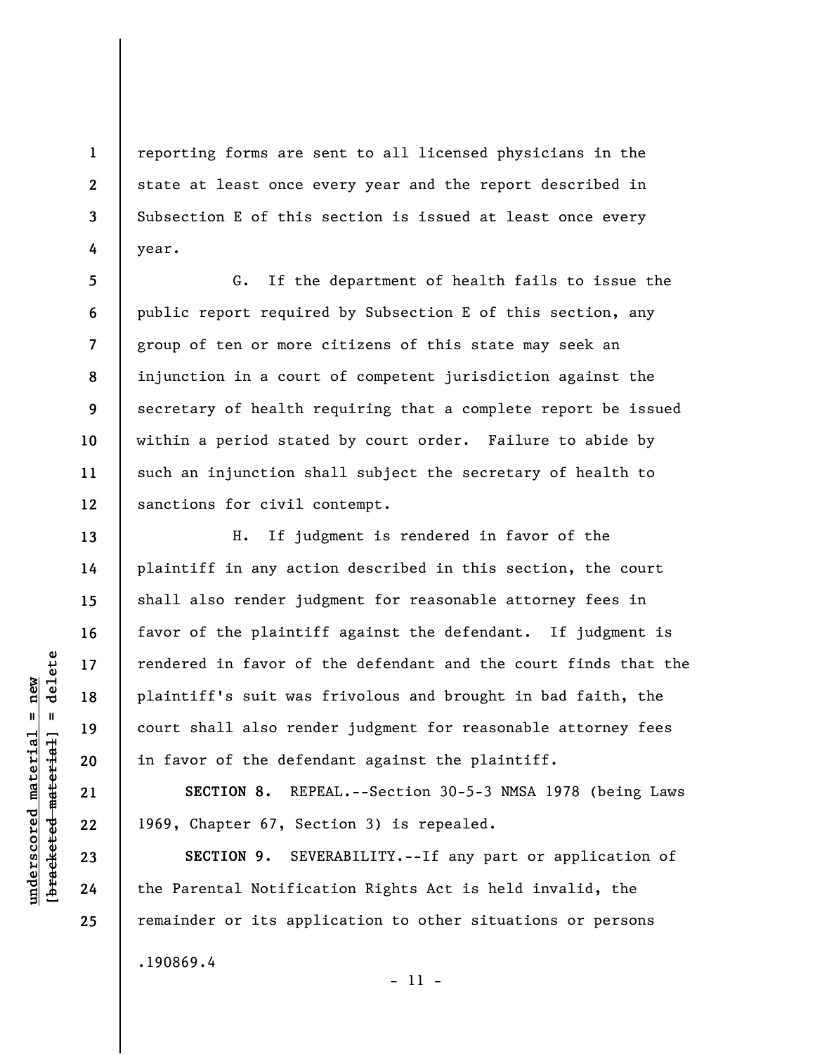reporting forms are sent to all licensed physicians in the state at least once every year and the report described in Subsection E of this section is issued at least once every year.

G. If the department of health fails to issue the public report required by Subsection E of this section, any group of ten or more citizens of this state may seek an injunction in a court of competent jurisdiction against the secretary of health requiring that a complete report be issued within a period stated by court order. Failure to abide by such an injunction shall subject the secretary of health to sanctions for civil contempt.

H. If judgment is rendered in favor of the plaintiff in any action described in this section, the court shall also render judgment for reasonable attorney fees in favor of the plaintiff against the defendant. If judgment is rendered in favor of the defendant and the court finds that the plaintiff's suit was frivolous and brought in bad faith, the court shall also render judgment for reasonable attorney fees in favor of the defendant against the plaintiff.

**SECTION 8.** REPEAL.--Section 30-5-3 NMSA 1978 (being Laws 1969, Chapter 67, Section 3) is repealed.

**SECTION 9.** SEVERABILITY.--If any part or application of the Parental Notification Rights Act is held invalid, the remainder or its application to other situations or persons

.190869.4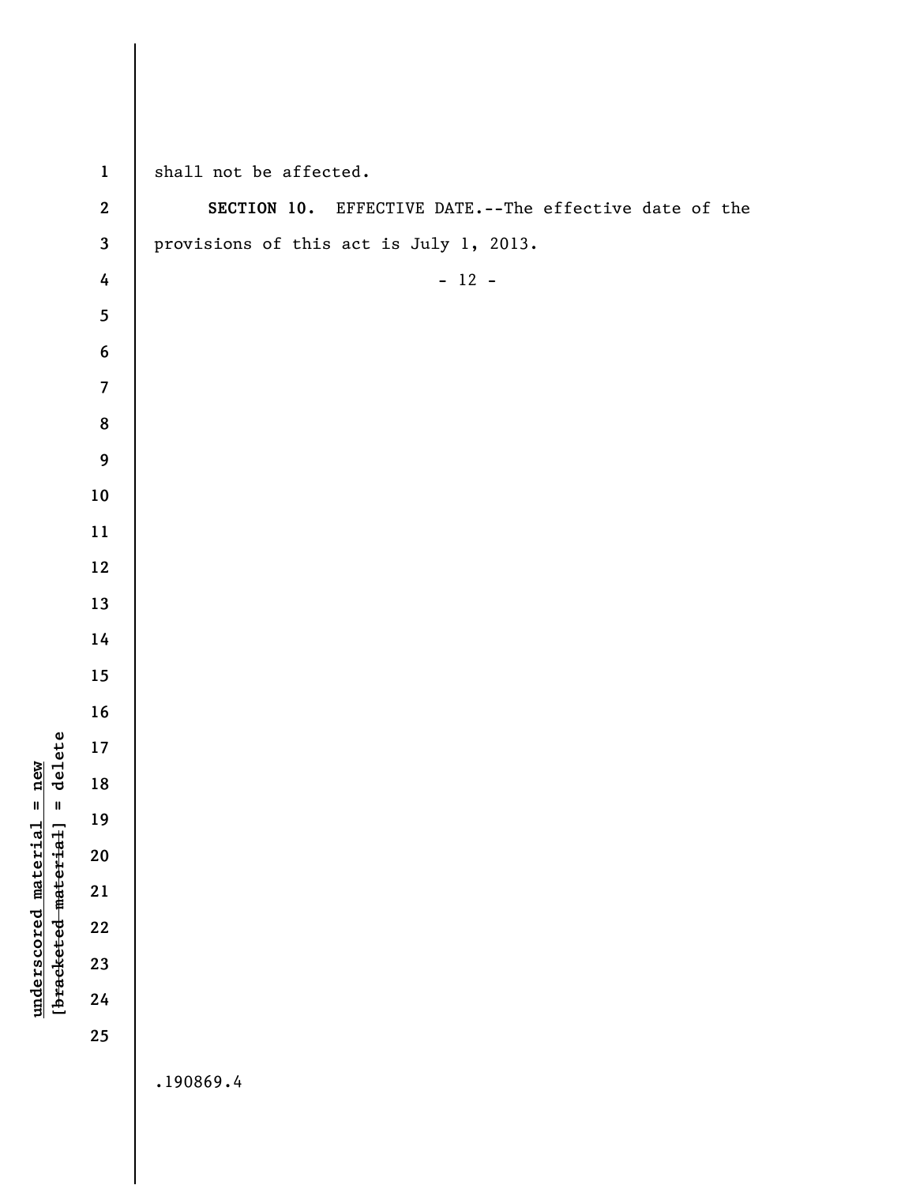shall not be affected.

**SECTION 10.** EFFECTIVE DATE.--The effective date of the provisions of this act is July 1, 2013.

.190869.4